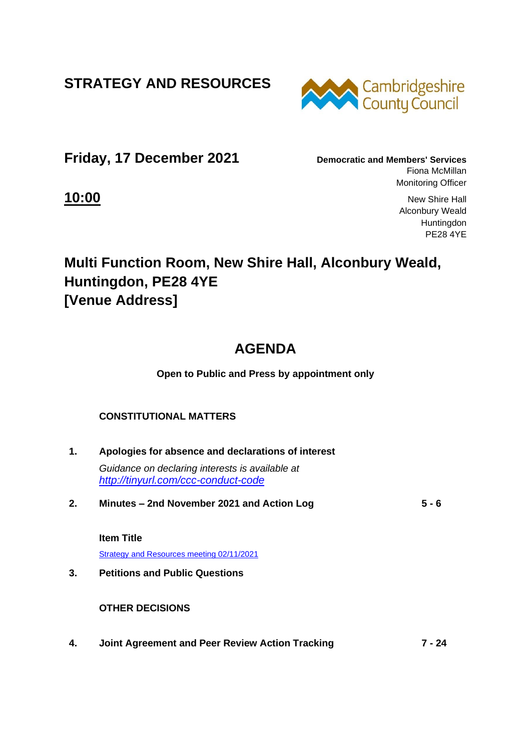# STRATEGY AND RESOURCES

Cambridgeshire County Council

## Friday, 17 December 2021

**Democratic and Members' Services**
Fiona McMillan
Monitoring Officer

New Shire Hall
Alconbury Weald
Huntingdon
PE28 4YE

**10:00**

## Multi Function Room, New Shire Hall, Alconbury Weald, Huntingdon, PE28 4YE [Venue Address]

## AGENDA

**Open to Public and Press by appointment only**

**CONSTITUTIONAL MATTERS**

**1. Apologies for absence and declarations of interest**

*Guidance on declaring interests is available at [http://tinyurl.com/ccc-conduct-code](http://tinyurl.com/ccc-conduct-code)*

**2. Minutes – 2nd November 2021 and Action Log** — **5 - 6**

**Item Title**

Strategy and Resources meeting 02/11/2021

**3. Petitions and Public Questions**

**OTHER DECISIONS**

**4. Joint Agreement and Peer Review Action Tracking** — **7 - 24**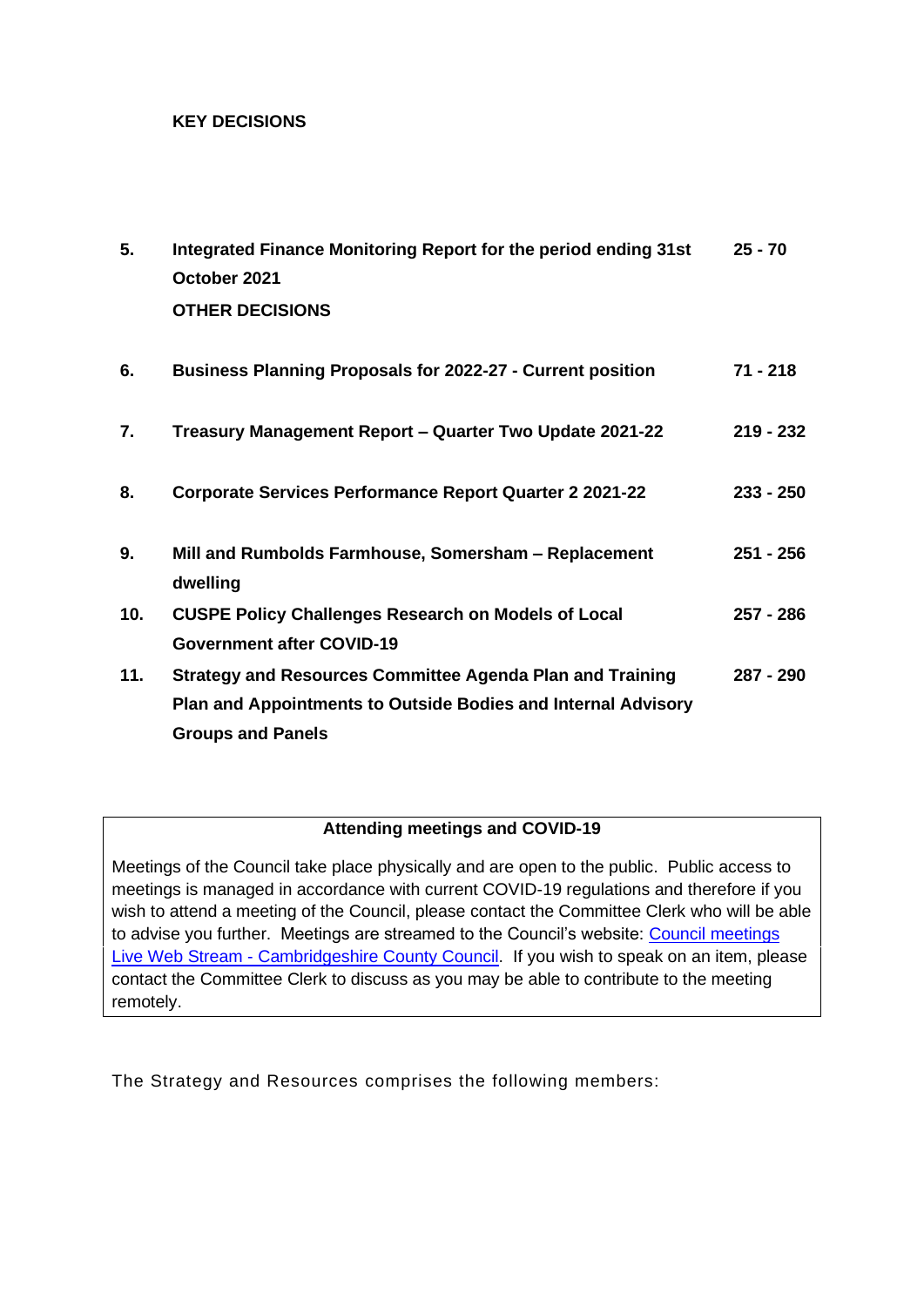**KEY DECISIONS**

| | | |
|---|---|---|
| **5.** | **Integrated Finance Monitoring Report for the period ending 31st October 2021** | **25 - 70** |
| | **OTHER DECISIONS** | |
| **6.** | **Business Planning Proposals for 2022-27 - Current position** | **71 - 218** |
| **7.** | **Treasury Management Report – Quarter Two Update 2021-22** | **219 - 232** |
| **8.** | **Corporate Services Performance Report Quarter 2 2021-22** | **233 - 250** |
| **9.** | **Mill and Rumbolds Farmhouse, Somersham – Replacement dwelling** | **251 - 256** |
| **10.** | **CUSPE Policy Challenges Research on Models of Local Government after COVID-19** | **257 - 286** |
| **11.** | **Strategy and Resources Committee Agenda Plan and Training Plan and Appointments to Outside Bodies and Internal Advisory Groups and Panels** | **287 - 290** |

**Attending meetings and COVID-19**

Meetings of the Council take place physically and are open to the public. Public access to meetings is managed in accordance with current COVID-19 regulations and therefore if you wish to attend a meeting of the Council, please contact the Committee Clerk who will be able to advise you further. Meetings are streamed to the Council's website: [Council meetings Live Web Stream - Cambridgeshire County Council]. If you wish to speak on an item, please contact the Committee Clerk to discuss as you may be able to contribute to the meeting remotely.

The Strategy and Resources comprises the following members: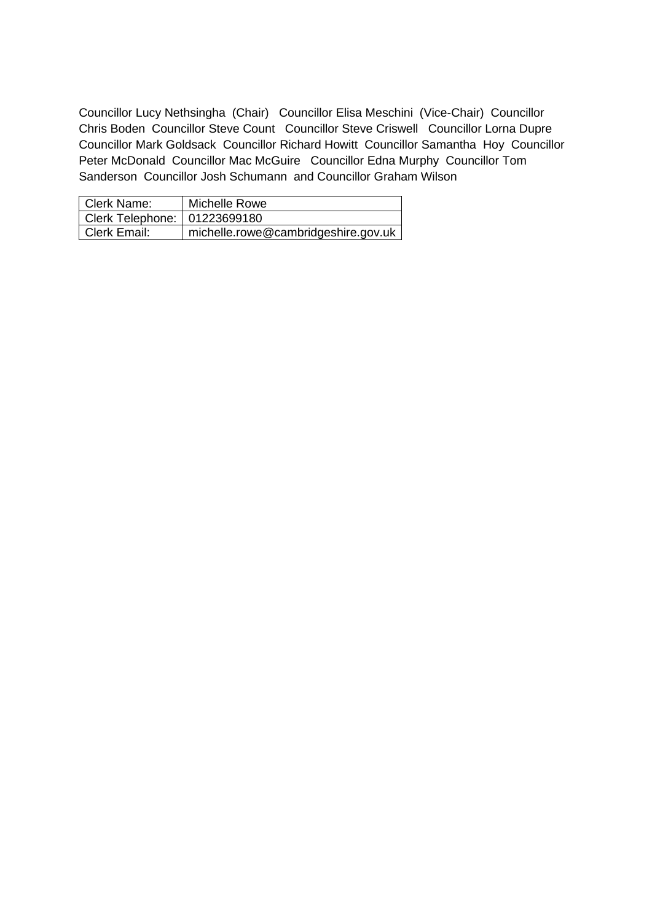Councillor Lucy Nethsingha (Chair) Councillor Elisa Meschini (Vice-Chair) Councillor Chris Boden Councillor Steve Count Councillor Steve Criswell Councillor Lorna Dupre Councillor Mark Goldsack Councillor Richard Howitt Councillor Samantha Hoy Councillor Peter McDonald Councillor Mac McGuire Councillor Edna Murphy Councillor Tom Sanderson Councillor Josh Schumann and Councillor Graham Wilson

| | |
|---|---|
| Clerk Name: | Michelle Rowe |
| Clerk Telephone: | 01223699180 |
| Clerk Email: | michelle.rowe@cambridgeshire.gov.uk |